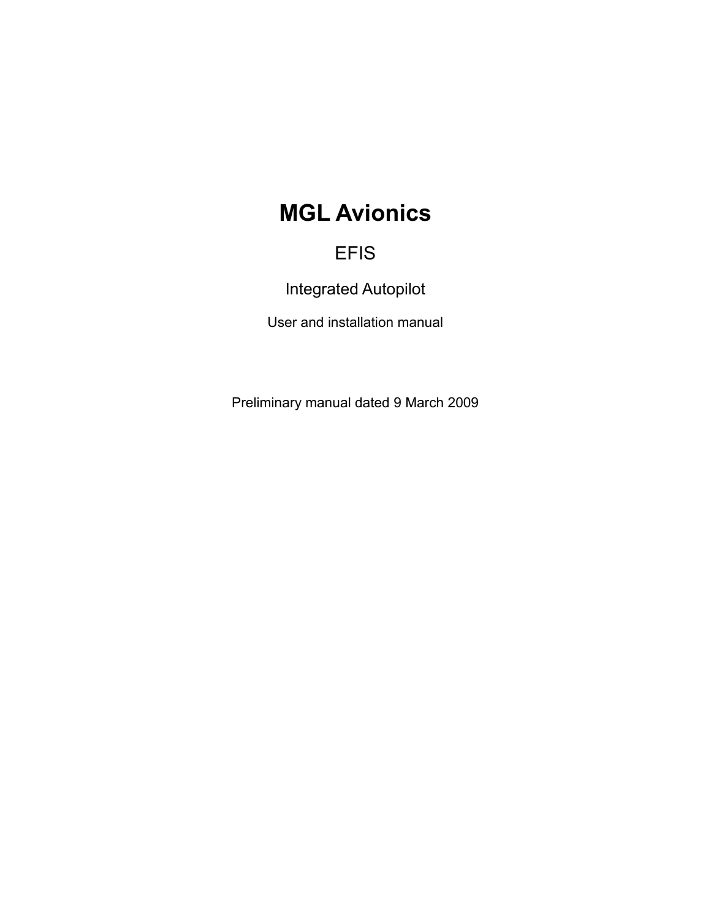# MGL Avionics

## EFIS

### Integrated Autopilot

User and installation manual

Preliminary manual dated 9 March 2009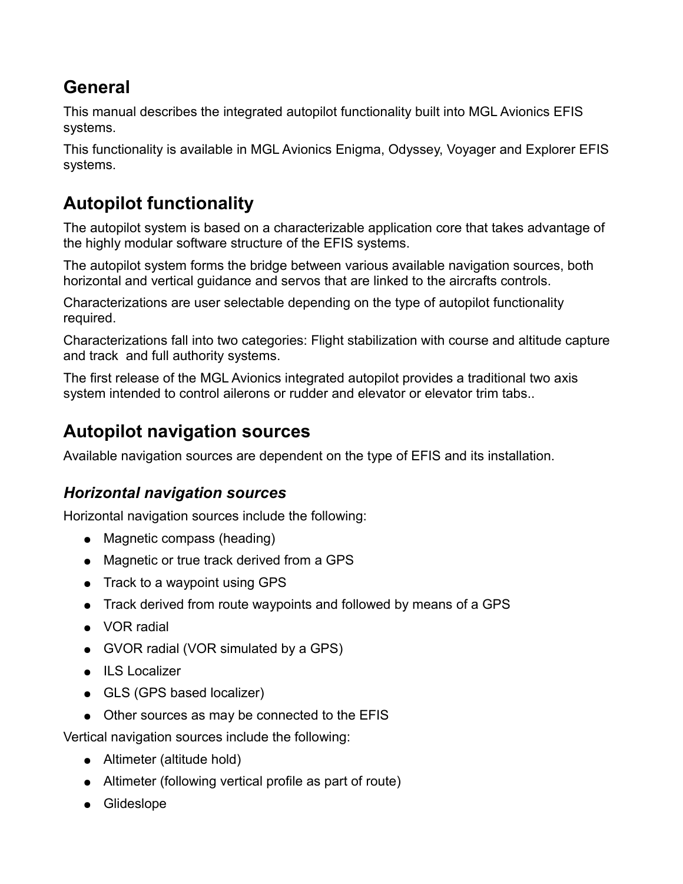## General

This manual describes the integrated autopilot functionality built into MGL Avionics EFIS systems.

This functionality is available in MGL Avionics Enigma, Odyssey, Voyager and Explorer EFIS systems.

## Autopilot functionality

The autopilot system is based on a characterizable application core that takes advantage of the highly modular software structure of the EFIS systems.

The autopilot system forms the bridge between various available navigation sources, both horizontal and vertical guidance and servos that are linked to the aircrafts controls.

Characterizations are user selectable depending on the type of autopilot functionality required.

Characterizations fall into two categories: Flight stabilization with course and altitude capture and track and full authority systems.

The first release of the MGL Avionics integrated autopilot provides a traditional two axis system intended to control ailerons or rudder and elevator or elevator trim tabs..

## Autopilot navigation sources

Available navigation sources are dependent on the type of EFIS and its installation.

### *Horizontal navigation sources*

Horizontal navigation sources include the following:

- Magnetic compass (heading)
- Magnetic or true track derived from a GPS
- Track to a waypoint using GPS
- Track derived from route waypoints and followed by means of a GPS
- VOR radial
- GVOR radial (VOR simulated by a GPS)
- ILS Localizer
- GLS (GPS based localizer)
- Other sources as may be connected to the EFIS

Vertical navigation sources include the following:

- Altimeter (altitude hold)
- Altimeter (following vertical profile as part of route)
- Glideslope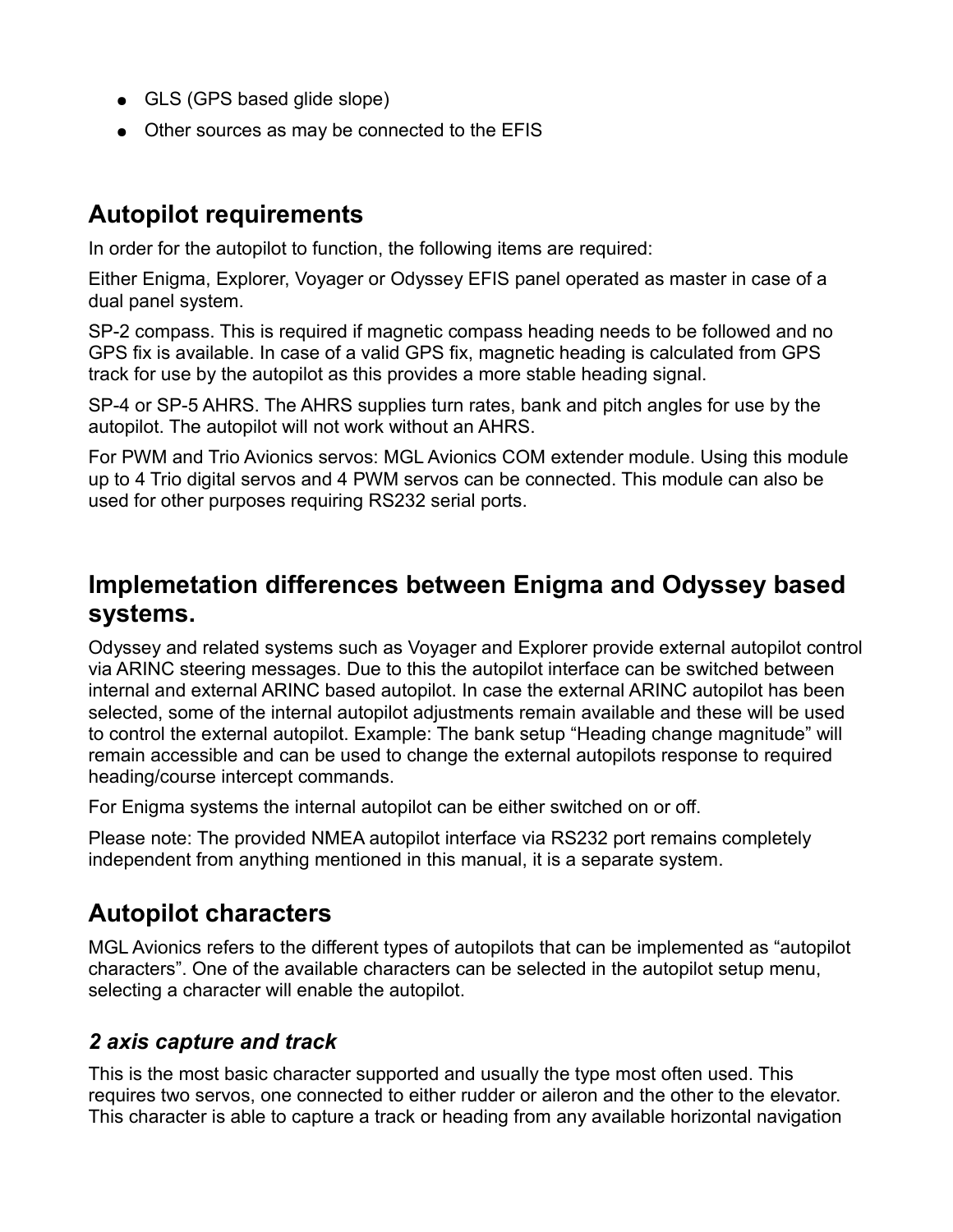- GLS (GPS based glide slope)
- Other sources as may be connected to the EFIS

## Autopilot requirements

In order for the autopilot to function, the following items are required:

Either Enigma, Explorer, Voyager or Odyssey EFIS panel operated as master in case of a dual panel system.

SP-2 compass. This is required if magnetic compass heading needs to be followed and no GPS fix is available. In case of a valid GPS fix, magnetic heading is calculated from GPS track for use by the autopilot as this provides a more stable heading signal.

SP-4 or SP-5 AHRS. The AHRS supplies turn rates, bank and pitch angles for use by the autopilot. The autopilot will not work without an AHRS.

For PWM and Trio Avionics servos: MGL Avionics COM extender module. Using this module up to 4 Trio digital servos and 4 PWM servos can be connected. This module can also be used for other purposes requiring RS232 serial ports.

## Implemetation differences between Enigma and Odyssey based systems.

Odyssey and related systems such as Voyager and Explorer provide external autopilot control via ARINC steering messages. Due to this the autopilot interface can be switched between internal and external ARINC based autopilot. In case the external ARINC autopilot has been selected, some of the internal autopilot adjustments remain available and these will be used to control the external autopilot. Example: The bank setup “Heading change magnitude” will remain accessible and can be used to change the external autopilots response to required heading/course intercept commands.

For Enigma systems the internal autopilot can be either switched on or off.

Please note: The provided NMEA autopilot interface via RS232 port remains completely independent from anything mentioned in this manual, it is a separate system.

## Autopilot characters

MGL Avionics refers to the different types of autopilots that can be implemented as “autopilot characters”. One of the available characters can be selected in the autopilot setup menu, selecting a character will enable the autopilot.

### *2 axis capture and track*

This is the most basic character supported and usually the type most often used. This requires two servos, one connected to either rudder or aileron and the other to the elevator. This character is able to capture a track or heading from any available horizontal navigation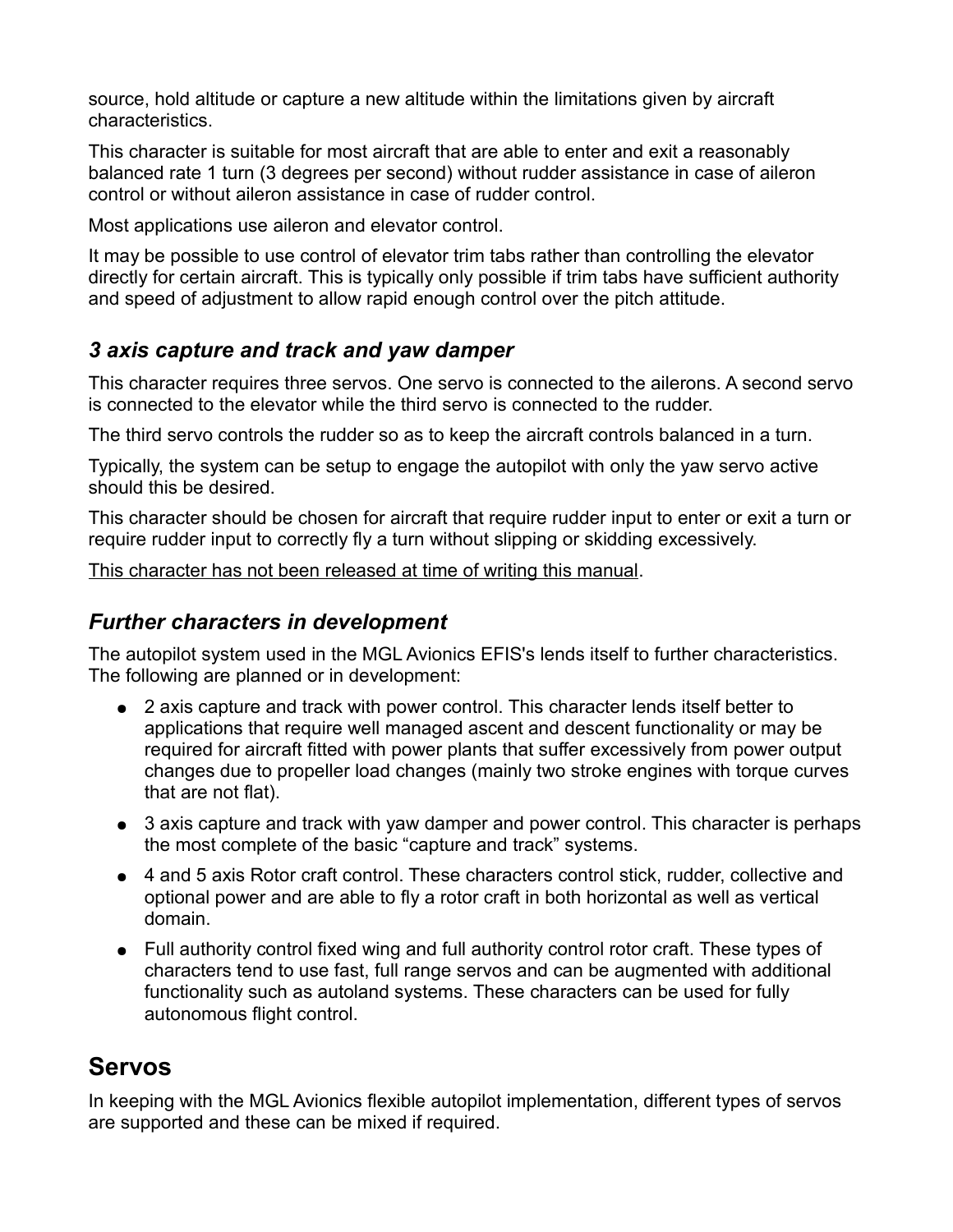source, hold altitude or capture a new altitude within the limitations given by aircraft characteristics.

This character is suitable for most aircraft that are able to enter and exit a reasonably balanced rate 1 turn (3 degrees per second) without rudder assistance in case of aileron control or without aileron assistance in case of rudder control.

Most applications use aileron and elevator control.

It may be possible to use control of elevator trim tabs rather than controlling the elevator directly for certain aircraft. This is typically only possible if trim tabs have sufficient authority and speed of adjustment to allow rapid enough control over the pitch attitude.

### *3 axis capture and track and yaw damper*

This character requires three servos. One servo is connected to the ailerons. A second servo is connected to the elevator while the third servo is connected to the rudder.

The third servo controls the rudder so as to keep the aircraft controls balanced in a turn.

Typically, the system can be setup to engage the autopilot with only the yaw servo active should this be desired.

This character should be chosen for aircraft that require rudder input to enter or exit a turn or require rudder input to correctly fly a turn without slipping or skidding excessively.

<u>This character has not been released at time of writing this manual</u>.

### *Further characters in development*

The autopilot system used in the MGL Avionics EFIS's lends itself to further characteristics. The following are planned or in development:

- 2 axis capture and track with power control. This character lends itself better to applications that require well managed ascent and descent functionality or may be required for aircraft fitted with power plants that suffer excessively from power output changes due to propeller load changes (mainly two stroke engines with torque curves that are not flat).
- 3 axis capture and track with yaw damper and power control. This character is perhaps the most complete of the basic "capture and track" systems.
- 4 and 5 axis Rotor craft control. These characters control stick, rudder, collective and optional power and are able to fly a rotor craft in both horizontal as well as vertical domain.
- Full authority control fixed wing and full authority control rotor craft. These types of characters tend to use fast, full range servos and can be augmented with additional functionality such as autoland systems. These characters can be used for fully autonomous flight control.

## Servos

In keeping with the MGL Avionics flexible autopilot implementation, different types of servos are supported and these can be mixed if required.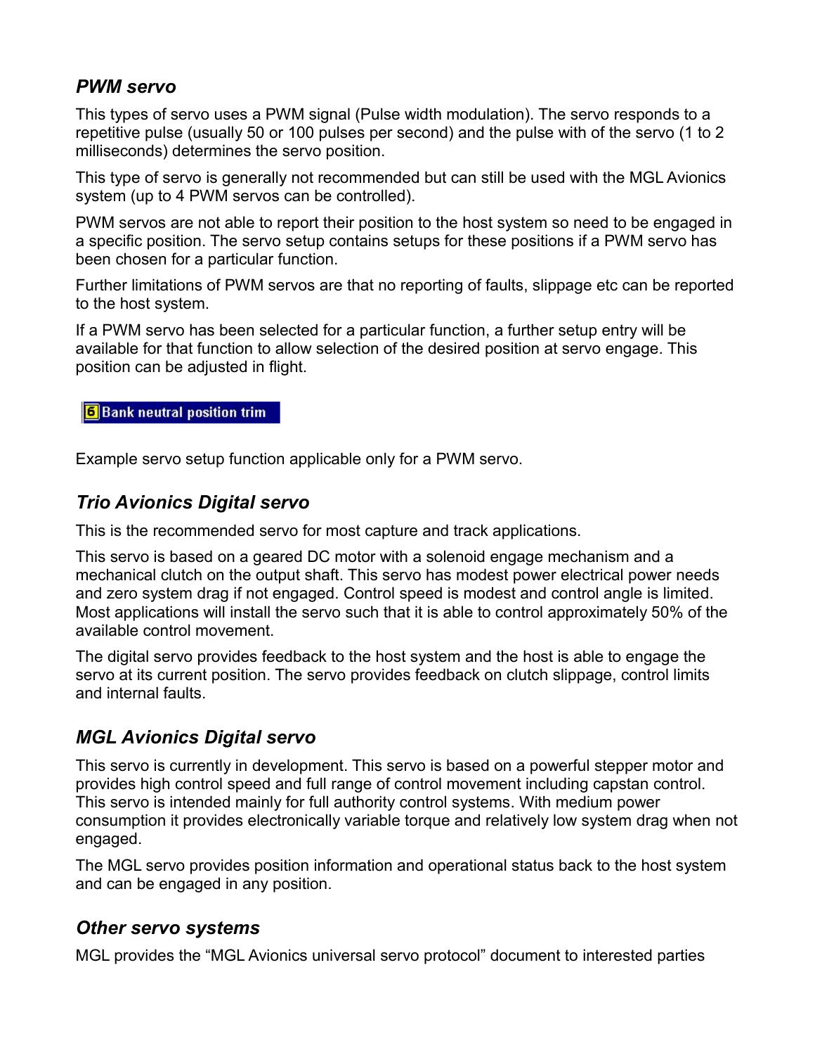### *PWM servo*

This types of servo uses a PWM signal (Pulse width modulation). The servo responds to a repetitive pulse (usually 50 or 100 pulses per second) and the pulse with of the servo (1 to 2 milliseconds) determines the servo position.

This type of servo is generally not recommended but can still be used with the MGL Avionics system (up to 4 PWM servos can be controlled).

PWM servos are not able to report their position to the host system so need to be engaged in a specific position. The servo setup contains setups for these positions if a PWM servo has been chosen for a particular function.

Further limitations of PWM servos are that no reporting of faults, slippage etc can be reported to the host system.

If a PWM servo has been selected for a particular function, a further setup entry will be available for that function to allow selection of the desired position at servo engage. This position can be adjusted in flight.

6 Bank neutral position trim

Example servo setup function applicable only for a PWM servo.

### *Trio Avionics Digital servo*

This is the recommended servo for most capture and track applications.

This servo is based on a geared DC motor with a solenoid engage mechanism and a mechanical clutch on the output shaft. This servo has modest power electrical power needs and zero system drag if not engaged. Control speed is modest and control angle is limited. Most applications will install the servo such that it is able to control approximately 50% of the available control movement.

The digital servo provides feedback to the host system and the host is able to engage the servo at its current position. The servo provides feedback on clutch slippage, control limits and internal faults.

### *MGL Avionics Digital servo*

This servo is currently in development. This servo is based on a powerful stepper motor and provides high control speed and full range of control movement including capstan control. This servo is intended mainly for full authority control systems. With medium power consumption it provides electronically variable torque and relatively low system drag when not engaged.

The MGL servo provides position information and operational status back to the host system and can be engaged in any position.

### *Other servo systems*

MGL provides the “MGL Avionics universal servo protocol” document to interested parties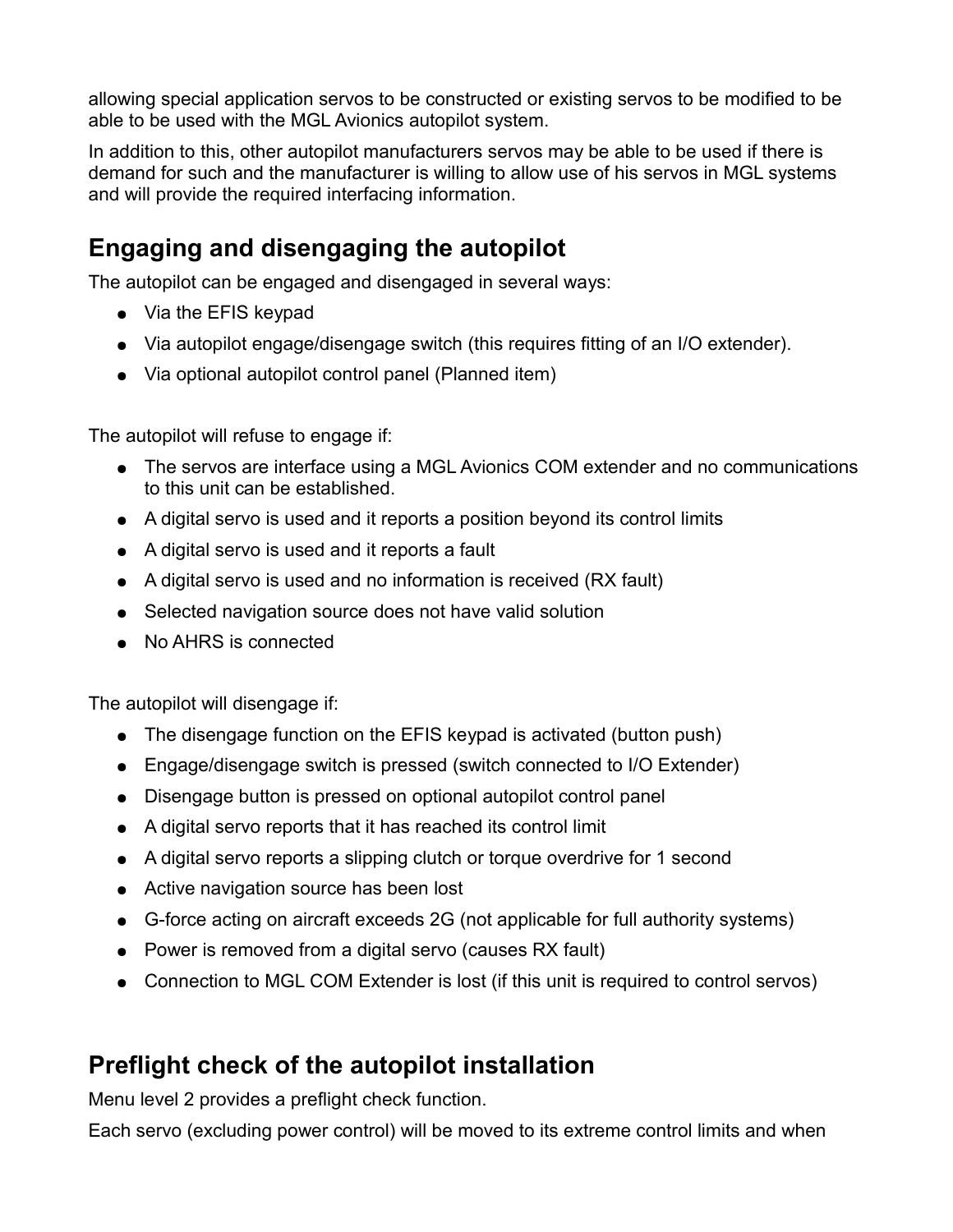allowing special application servos to be constructed or existing servos to be modified to be able to be used with the MGL Avionics autopilot system.

In addition to this, other autopilot manufacturers servos may be able to be used if there is demand for such and the manufacturer is willing to allow use of his servos in MGL systems and will provide the required interfacing information.

## Engaging and disengaging the autopilot

The autopilot can be engaged and disengaged in several ways:

- Via the EFIS keypad
- Via autopilot engage/disengage switch (this requires fitting of an I/O extender).
- Via optional autopilot control panel (Planned item)

The autopilot will refuse to engage if:

- The servos are interface using a MGL Avionics COM extender and no communications to this unit can be established.
- A digital servo is used and it reports a position beyond its control limits
- A digital servo is used and it reports a fault
- A digital servo is used and no information is received (RX fault)
- Selected navigation source does not have valid solution
- No AHRS is connected

The autopilot will disengage if:

- The disengage function on the EFIS keypad is activated (button push)
- Engage/disengage switch is pressed (switch connected to I/O Extender)
- Disengage button is pressed on optional autopilot control panel
- A digital servo reports that it has reached its control limit
- A digital servo reports a slipping clutch or torque overdrive for 1 second
- Active navigation source has been lost
- G-force acting on aircraft exceeds 2G (not applicable for full authority systems)
- Power is removed from a digital servo (causes RX fault)
- Connection to MGL COM Extender is lost (if this unit is required to control servos)

## Preflight check of the autopilot installation

Menu level 2 provides a preflight check function.

Each servo (excluding power control) will be moved to its extreme control limits and when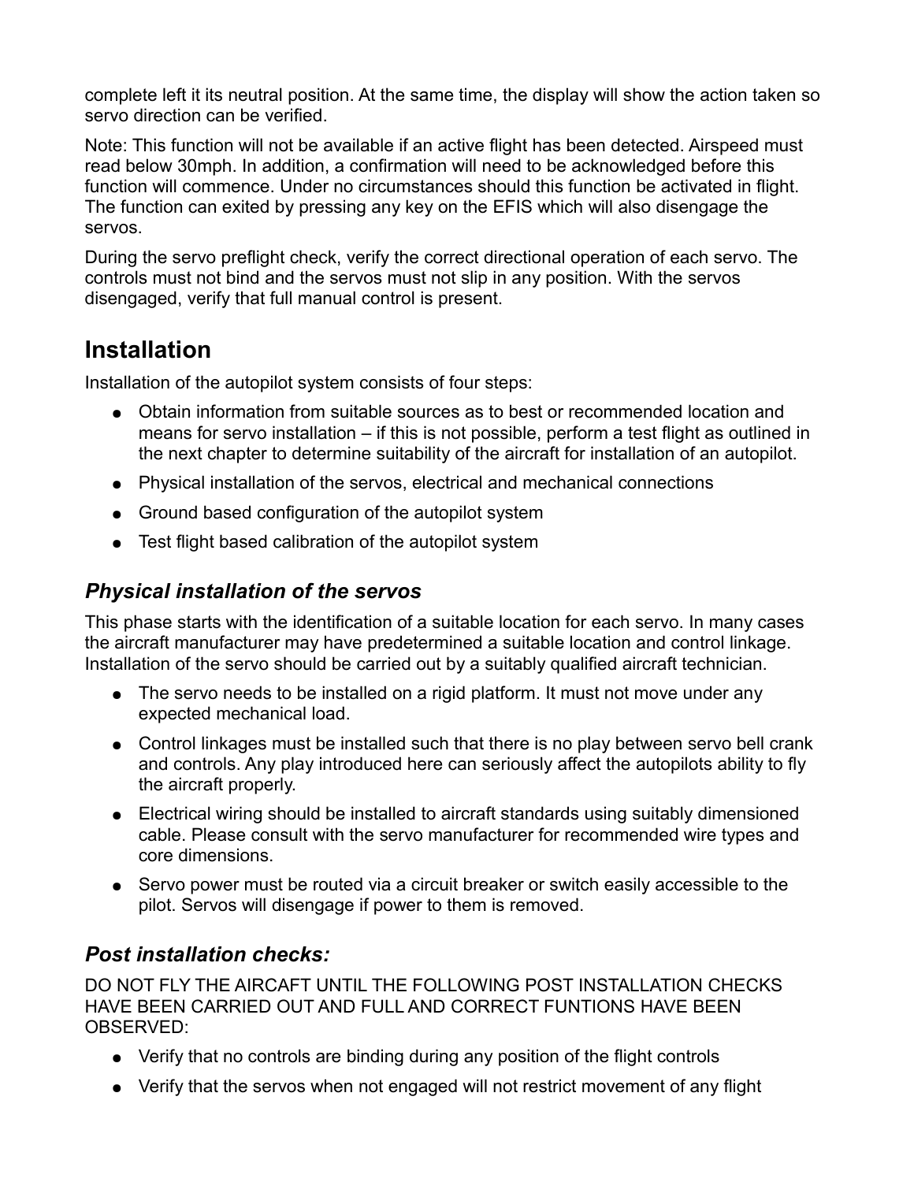complete left it its neutral position. At the same time, the display will show the action taken so servo direction can be verified.

Note: This function will not be available if an active flight has been detected. Airspeed must read below 30mph. In addition, a confirmation will need to be acknowledged before this function will commence. Under no circumstances should this function be activated in flight. The function can exited by pressing any key on the EFIS which will also disengage the servos.

During the servo preflight check, verify the correct directional operation of each servo. The controls must not bind and the servos must not slip in any position. With the servos disengaged, verify that full manual control is present.

## Installation

Installation of the autopilot system consists of four steps:

- Obtain information from suitable sources as to best or recommended location and means for servo installation – if this is not possible, perform a test flight as outlined in the next chapter to determine suitability of the aircraft for installation of an autopilot.
- Physical installation of the servos, electrical and mechanical connections
- Ground based configuration of the autopilot system
- Test flight based calibration of the autopilot system

### *Physical installation of the servos*

This phase starts with the identification of a suitable location for each servo. In many cases the aircraft manufacturer may have predetermined a suitable location and control linkage. Installation of the servo should be carried out by a suitably qualified aircraft technician.

- The servo needs to be installed on a rigid platform. It must not move under any expected mechanical load.
- Control linkages must be installed such that there is no play between servo bell crank and controls. Any play introduced here can seriously affect the autopilots ability to fly the aircraft properly.
- Electrical wiring should be installed to aircraft standards using suitably dimensioned cable. Please consult with the servo manufacturer for recommended wire types and core dimensions.
- Servo power must be routed via a circuit breaker or switch easily accessible to the pilot. Servos will disengage if power to them is removed.

### *Post installation checks:*

DO NOT FLY THE AIRCAFT UNTIL THE FOLLOWING POST INSTALLATION CHECKS HAVE BEEN CARRIED OUT AND FULL AND CORRECT FUNTIONS HAVE BEEN OBSERVED:

- Verify that no controls are binding during any position of the flight controls
- Verify that the servos when not engaged will not restrict movement of any flight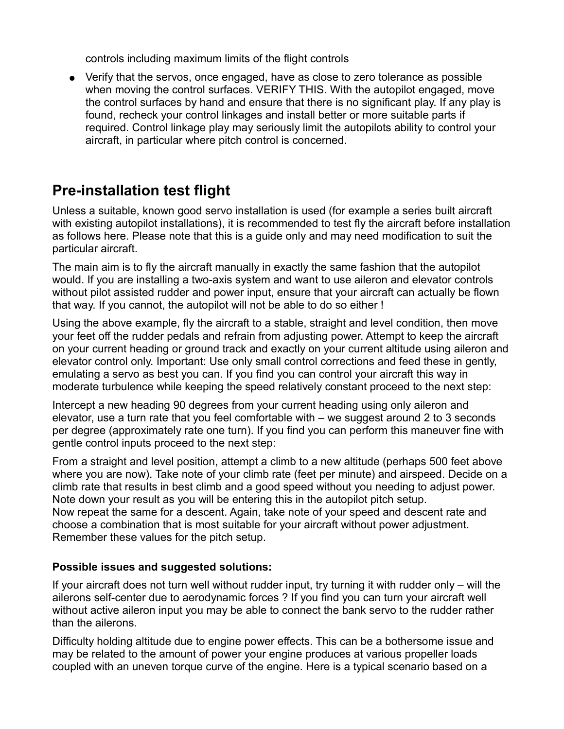controls including maximum limits of the flight controls

- Verify that the servos, once engaged, have as close to zero tolerance as possible when moving the control surfaces. VERIFY THIS. With the autopilot engaged, move the control surfaces by hand and ensure that there is no significant play. If any play is found, recheck your control linkages and install better or more suitable parts if required. Control linkage play may seriously limit the autopilots ability to control your aircraft, in particular where pitch control is concerned.

## Pre-installation test flight

Unless a suitable, known good servo installation is used (for example a series built aircraft with existing autopilot installations), it is recommended to test fly the aircraft before installation as follows here. Please note that this is a guide only and may need modification to suit the particular aircraft.

The main aim is to fly the aircraft manually in exactly the same fashion that the autopilot would. If you are installing a two-axis system and want to use aileron and elevator controls without pilot assisted rudder and power input, ensure that your aircraft can actually be flown that way. If you cannot, the autopilot will not be able to do so either !

Using the above example, fly the aircraft to a stable, straight and level condition, then move your feet off the rudder pedals and refrain from adjusting power. Attempt to keep the aircraft on your current heading or ground track and exactly on your current altitude using aileron and elevator control only. Important: Use only small control corrections and feed these in gently, emulating a servo as best you can. If you find you can control your aircraft this way in moderate turbulence while keeping the speed relatively constant proceed to the next step:

Intercept a new heading 90 degrees from your current heading using only aileron and elevator, use a turn rate that you feel comfortable with – we suggest around 2 to 3 seconds per degree (approximately rate one turn). If you find you can perform this maneuver fine with gentle control inputs proceed to the next step:

From a straight and level position, attempt a climb to a new altitude (perhaps 500 feet above where you are now). Take note of your climb rate (feet per minute) and airspeed. Decide on a climb rate that results in best climb and a good speed without you needing to adjust power. Note down your result as you will be entering this in the autopilot pitch setup.
Now repeat the same for a descent. Again, take note of your speed and descent rate and choose a combination that is most suitable for your aircraft without power adjustment. Remember these values for the pitch setup.

### Possible issues and suggested solutions:

If your aircraft does not turn well without rudder input, try turning it with rudder only – will the ailerons self-center due to aerodynamic forces ? If you find you can turn your aircraft well without active aileron input you may be able to connect the bank servo to the rudder rather than the ailerons.

Difficulty holding altitude due to engine power effects. This can be a bothersome issue and may be related to the amount of power your engine produces at various propeller loads coupled with an uneven torque curve of the engine. Here is a typical scenario based on a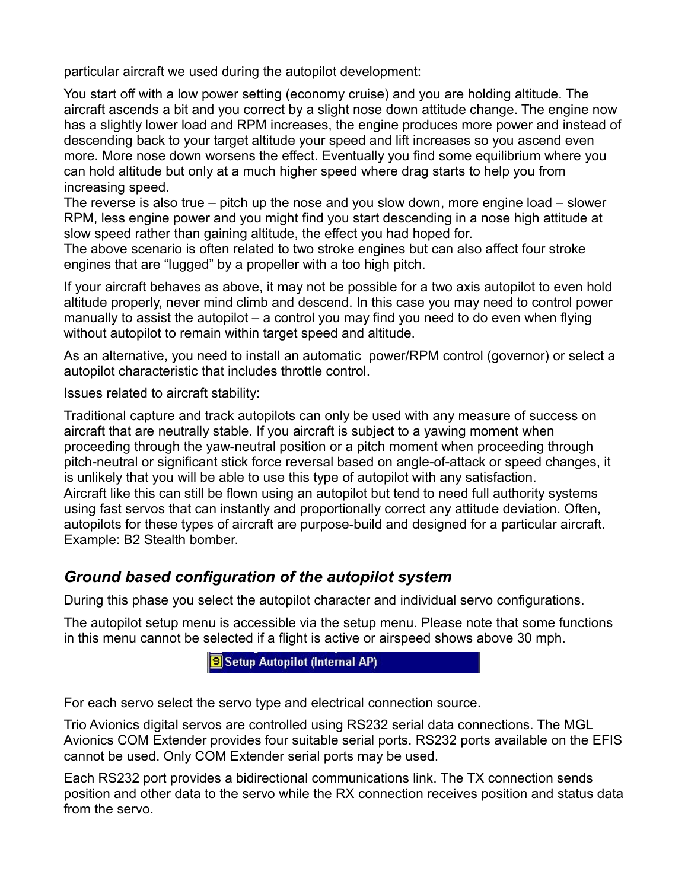particular aircraft we used during the autopilot development:

You start off with a low power setting (economy cruise) and you are holding altitude. The aircraft ascends a bit and you correct by a slight nose down attitude change. The engine now has a slightly lower load and RPM increases, the engine produces more power and instead of descending back to your target altitude your speed and lift increases so you ascend even more. More nose down worsens the effect. Eventually you find some equilibrium where you can hold altitude but only at a much higher speed where drag starts to help you from increasing speed.
The reverse is also true – pitch up the nose and you slow down, more engine load – slower RPM, less engine power and you might find you start descending in a nose high attitude at slow speed rather than gaining altitude, the effect you had hoped for.
The above scenario is often related to two stroke engines but can also affect four stroke engines that are "lugged" by a propeller with a too high pitch.

If your aircraft behaves as above, it may not be possible for a two axis autopilot to even hold altitude properly, never mind climb and descend. In this case you may need to control power manually to assist the autopilot – a control you may find you need to do even when flying without autopilot to remain within target speed and altitude.

As an alternative, you need to install an automatic power/RPM control (governor) or select a autopilot characteristic that includes throttle control.

Issues related to aircraft stability:

Traditional capture and track autopilots can only be used with any measure of success on aircraft that are neutrally stable. If you aircraft is subject to a yawing moment when proceeding through the yaw-neutral position or a pitch moment when proceeding through pitch-neutral or significant stick force reversal based on angle-of-attack or speed changes, it is unlikely that you will be able to use this type of autopilot with any satisfaction.
Aircraft like this can still be flown using an autopilot but tend to need full authority systems using fast servos that can instantly and proportionally correct any attitude deviation. Often, autopilots for these types of aircraft are purpose-build and designed for a particular aircraft. Example: B2 Stealth bomber.

## *Ground based configuration of the autopilot system*

During this phase you select the autopilot character and individual servo configurations.

The autopilot setup menu is accessible via the setup menu. Please note that some functions in this menu cannot be selected if a flight is active or airspeed shows above 30 mph.

8 Setup Autopilot (Internal AP)

For each servo select the servo type and electrical connection source.

Trio Avionics digital servos are controlled using RS232 serial data connections. The MGL Avionics COM Extender provides four suitable serial ports. RS232 ports available on the EFIS cannot be used. Only COM Extender serial ports may be used.

Each RS232 port provides a bidirectional communications link. The TX connection sends position and other data to the servo while the RX connection receives position and status data from the servo.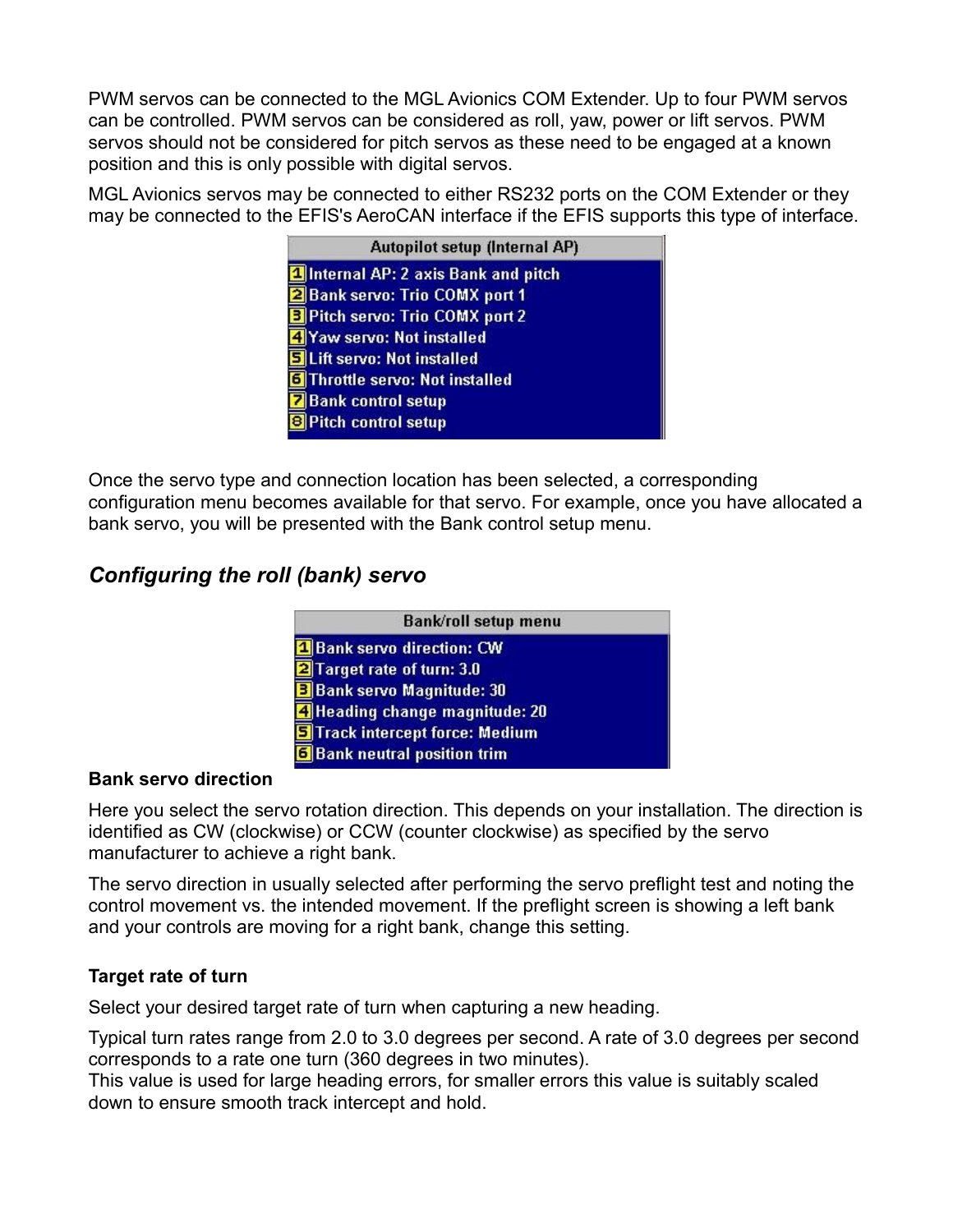PWM servos can be connected to the MGL Avionics COM Extender. Up to four PWM servos can be controlled. PWM servos can be considered as roll, yaw, power or lift servos. PWM servos should not be considered for pitch servos as these need to be engaged at a known position and this is only possible with digital servos.

MGL Avionics servos may be connected to either RS232 ports on the COM Extender or they may be connected to the EFIS's AeroCAN interface if the EFIS supports this type of interface.

| Autopilot setup (Internal AP) |
| --- |
| 1 Internal AP: 2 axis Bank and pitch |
| 2 Bank servo: Trio COMX port 1 |
| 3 Pitch servo: Trio COMX port 2 |
| 4 Yaw servo: Not installed |
| 5 Lift servo: Not installed |
| 6 Throttle servo: Not installed |
| 7 Bank control setup |
| 8 Pitch control setup |

Once the servo type and connection location has been selected, a corresponding configuration menu becomes available for that servo. For example, once you have allocated a bank servo, you will be presented with the Bank control setup menu.

## *Configuring the roll (bank) servo*

| Bank/roll setup menu |
| --- |
| 1 Bank servo direction: CW |
| 2 Target rate of turn: 3.0 |
| 3 Bank servo Magnitude: 30 |
| 4 Heading change magnitude: 20 |
| 5 Track intercept force: Medium |
| 6 Bank neutral position trim |

**Bank servo direction**

Here you select the servo rotation direction. This depends on your installation. The direction is identified as CW (clockwise) or CCW (counter clockwise) as specified by the servo manufacturer to achieve a right bank.

The servo direction in usually selected after performing the servo preflight test and noting the control movement vs. the intended movement. If the preflight screen is showing a left bank and your controls are moving for a right bank, change this setting.

**Target rate of turn**

Select your desired target rate of turn when capturing a new heading.

Typical turn rates range from 2.0 to 3.0 degrees per second. A rate of 3.0 degrees per second corresponds to a rate one turn (360 degrees in two minutes).
This value is used for large heading errors, for smaller errors this value is suitably scaled down to ensure smooth track intercept and hold.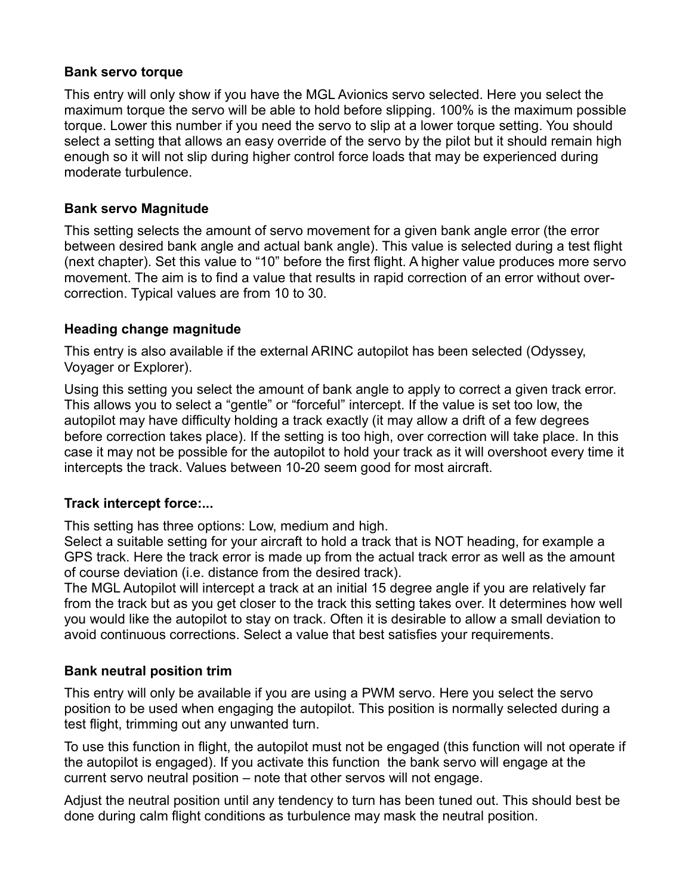**Bank servo torque**

This entry will only show if you have the MGL Avionics servo selected. Here you select the maximum torque the servo will be able to hold before slipping. 100% is the maximum possible torque. Lower this number if you need the servo to slip at a lower torque setting. You should select a setting that allows an easy override of the servo by the pilot but it should remain high enough so it will not slip during higher control force loads that may be experienced during moderate turbulence.

**Bank servo Magnitude**

This setting selects the amount of servo movement for a given bank angle error (the error between desired bank angle and actual bank angle). This value is selected during a test flight (next chapter). Set this value to "10" before the first flight. A higher value produces more servo movement. The aim is to find a value that results in rapid correction of an error without over-correction. Typical values are from 10 to 30.

**Heading change magnitude**

This entry is also available if the external ARINC autopilot has been selected (Odyssey, Voyager or Explorer).

Using this setting you select the amount of bank angle to apply to correct a given track error. This allows you to select a "gentle" or "forceful" intercept. If the value is set too low, the autopilot may have difficulty holding a track exactly (it may allow a drift of a few degrees before correction takes place). If the setting is too high, over correction will take place. In this case it may not be possible for the autopilot to hold your track as it will overshoot every time it intercepts the track. Values between 10-20 seem good for most aircraft.

**Track intercept force:...**

This setting has three options: Low, medium and high.
Select a suitable setting for your aircraft to hold a track that is NOT heading, for example a GPS track. Here the track error is made up from the actual track error as well as the amount of course deviation (i.e. distance from the desired track).
The MGL Autopilot will intercept a track at an initial 15 degree angle if you are relatively far from the track but as you get closer to the track this setting takes over. It determines how well you would like the autopilot to stay on track. Often it is desirable to allow a small deviation to avoid continuous corrections. Select a value that best satisfies your requirements.

**Bank neutral position trim**

This entry will only be available if you are using a PWM servo. Here you select the servo position to be used when engaging the autopilot. This position is normally selected during a test flight, trimming out any unwanted turn.

To use this function in flight, the autopilot must not be engaged (this function will not operate if the autopilot is engaged). If you activate this function the bank servo will engage at the current servo neutral position – note that other servos will not engage.

Adjust the neutral position until any tendency to turn has been tuned out. This should best be done during calm flight conditions as turbulence may mask the neutral position.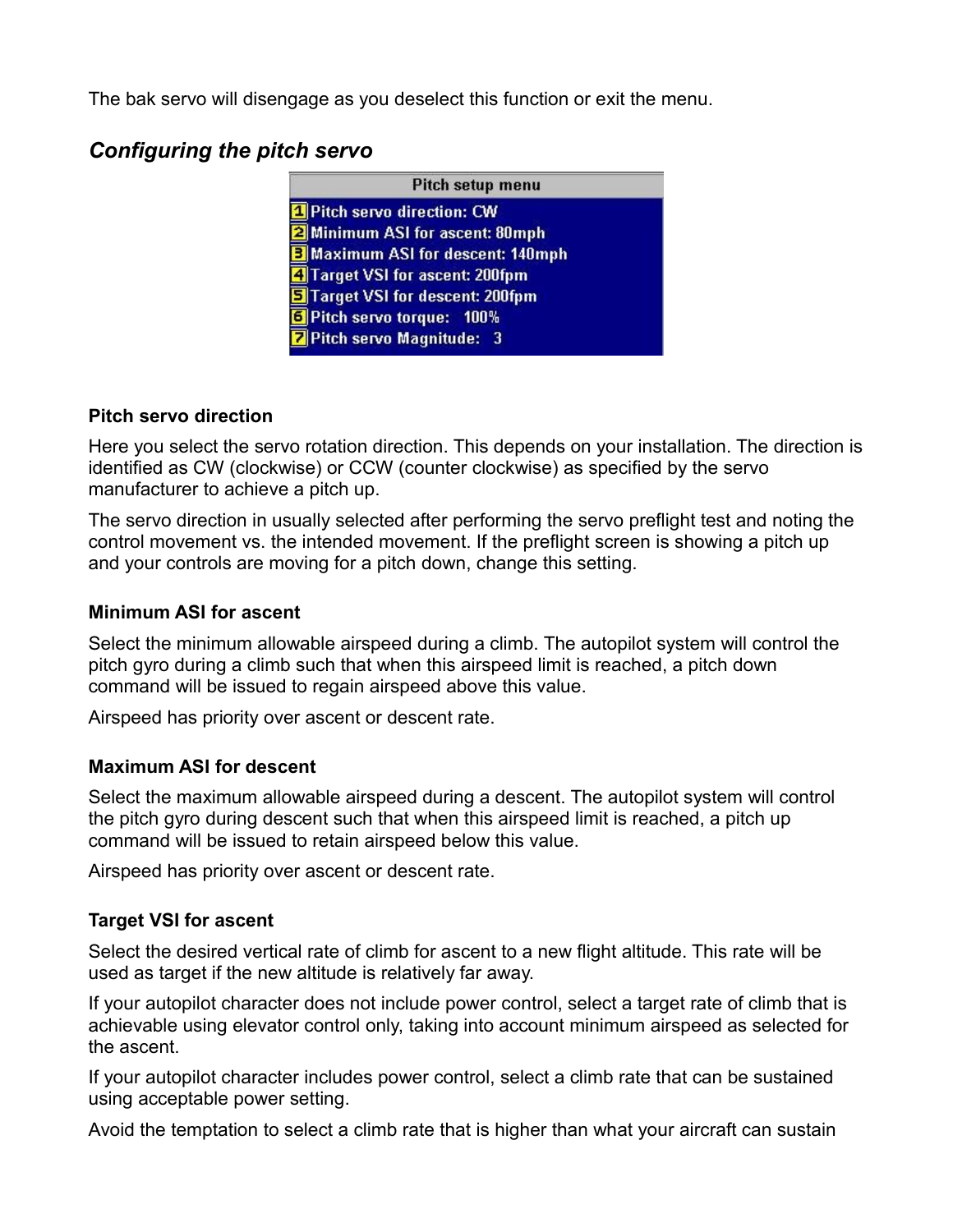The bak servo will disengage as you deselect this function or exit the menu.

### *Configuring the pitch servo*

| Pitch setup menu |
|---|
| 1 Pitch servo direction: CW |
| 2 Minimum ASI for ascent: 80mph |
| 3 Maximum ASI for descent: 140mph |
| 4 Target VSI for ascent: 200fpm |
| 5 Target VSI for descent: 200fpm |
| 6 Pitch servo torque: 100% |
| 7 Pitch servo Magnitude: 3 |

#### Pitch servo direction

Here you select the servo rotation direction. This depends on your installation. The direction is identified as CW (clockwise) or CCW (counter clockwise) as specified by the servo manufacturer to achieve a pitch up.

The servo direction in usually selected after performing the servo preflight test and noting the control movement vs. the intended movement. If the preflight screen is showing a pitch up and your controls are moving for a pitch down, change this setting.

#### Minimum ASI for ascent

Select the minimum allowable airspeed during a climb. The autopilot system will control the pitch gyro during a climb such that when this airspeed limit is reached, a pitch down command will be issued to regain airspeed above this value.

Airspeed has priority over ascent or descent rate.

#### Maximum ASI for descent

Select the maximum allowable airspeed during a descent. The autopilot system will control the pitch gyro during descent such that when this airspeed limit is reached, a pitch up command will be issued to retain airspeed below this value.

Airspeed has priority over ascent or descent rate.

#### Target VSI for ascent

Select the desired vertical rate of climb for ascent to a new flight altitude. This rate will be used as target if the new altitude is relatively far away.

If your autopilot character does not include power control, select a target rate of climb that is achievable using elevator control only, taking into account minimum airspeed as selected for the ascent.

If your autopilot character includes power control, select a climb rate that can be sustained using acceptable power setting.

Avoid the temptation to select a climb rate that is higher than what your aircraft can sustain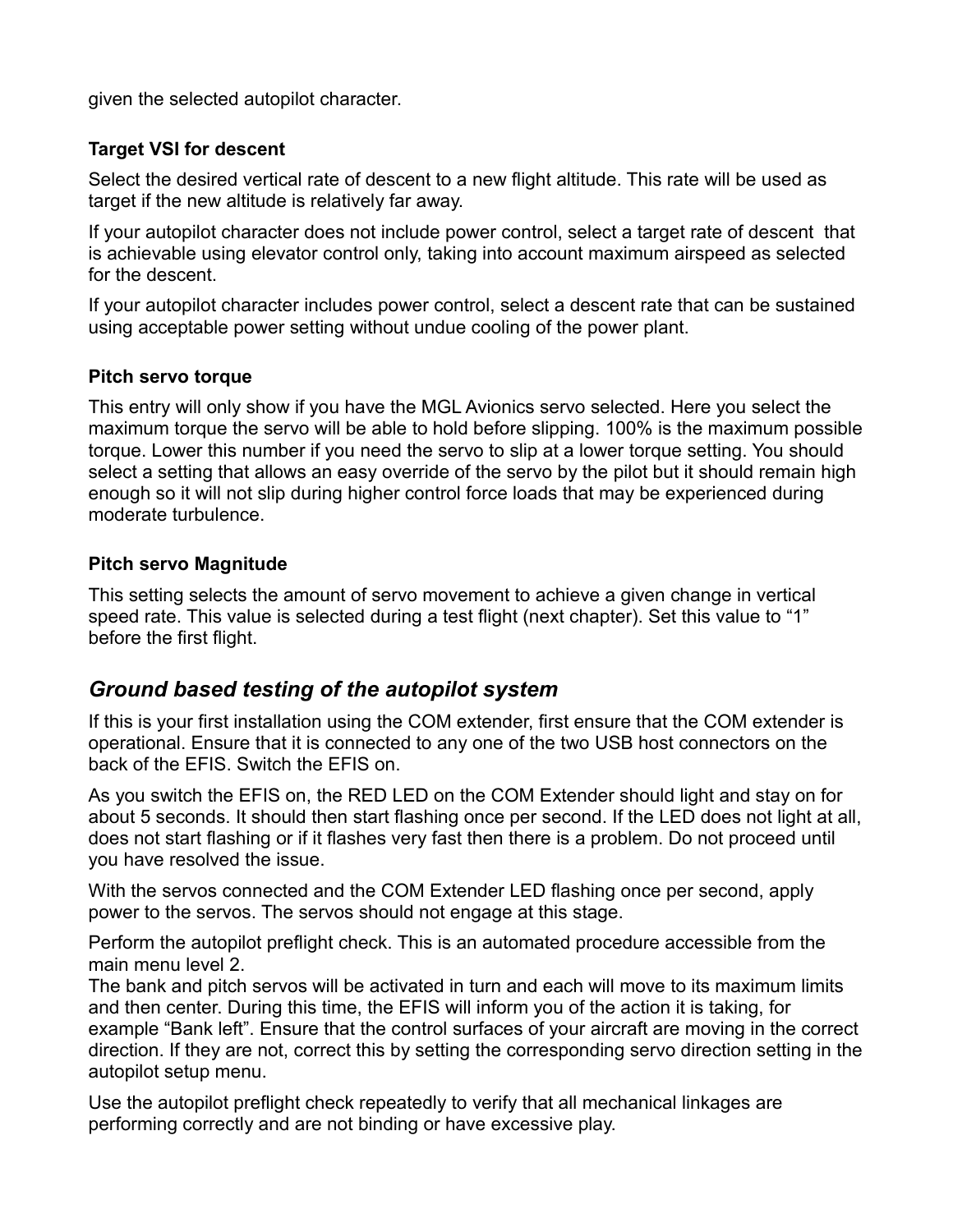given the selected autopilot character.

**Target VSI for descent**

Select the desired vertical rate of descent to a new flight altitude. This rate will be used as target if the new altitude is relatively far away.

If your autopilot character does not include power control, select a target rate of descent that is achievable using elevator control only, taking into account maximum airspeed as selected for the descent.

If your autopilot character includes power control, select a descent rate that can be sustained using acceptable power setting without undue cooling of the power plant.

**Pitch servo torque**

This entry will only show if you have the MGL Avionics servo selected. Here you select the maximum torque the servo will be able to hold before slipping. 100% is the maximum possible torque. Lower this number if you need the servo to slip at a lower torque setting. You should select a setting that allows an easy override of the servo by the pilot but it should remain high enough so it will not slip during higher control force loads that may be experienced during moderate turbulence.

**Pitch servo Magnitude**

This setting selects the amount of servo movement to achieve a given change in vertical speed rate. This value is selected during a test flight (next chapter). Set this value to "1" before the first flight.

## *Ground based testing of the autopilot system*

If this is your first installation using the COM extender, first ensure that the COM extender is operational. Ensure that it is connected to any one of the two USB host connectors on the back of the EFIS. Switch the EFIS on.

As you switch the EFIS on, the RED LED on the COM Extender should light and stay on for about 5 seconds. It should then start flashing once per second. If the LED does not light at all, does not start flashing or if it flashes very fast then there is a problem. Do not proceed until you have resolved the issue.

With the servos connected and the COM Extender LED flashing once per second, apply power to the servos. The servos should not engage at this stage.

Perform the autopilot preflight check. This is an automated procedure accessible from the main menu level 2.
The bank and pitch servos will be activated in turn and each will move to its maximum limits and then center. During this time, the EFIS will inform you of the action it is taking, for example "Bank left". Ensure that the control surfaces of your aircraft are moving in the correct direction. If they are not, correct this by setting the corresponding servo direction setting in the autopilot setup menu.

Use the autopilot preflight check repeatedly to verify that all mechanical linkages are performing correctly and are not binding or have excessive play.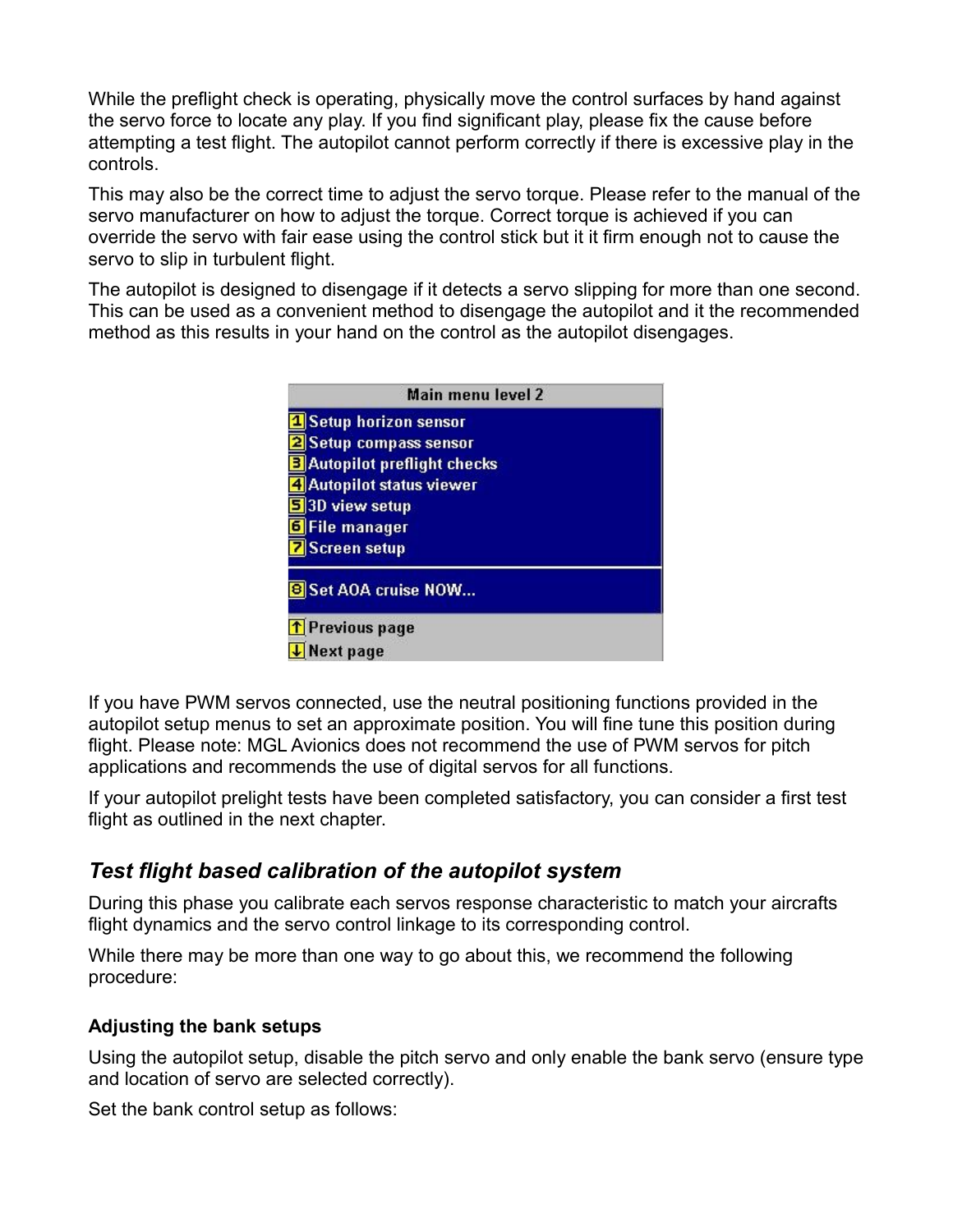While the preflight check is operating, physically move the control surfaces by hand against the servo force to locate any play. If you find significant play, please fix the cause before attempting a test flight. The autopilot cannot perform correctly if there is excessive play in the controls.

This may also be the correct time to adjust the servo torque. Please refer to the manual of the servo manufacturer on how to adjust the torque. Correct torque is achieved if you can override the servo with fair ease using the control stick but it it firm enough not to cause the servo to slip in turbulent flight.

The autopilot is designed to disengage if it detects a servo slipping for more than one second. This can be used as a convenient method to disengage the autopilot and it the recommended method as this results in your hand on the control as the autopilot disengages.

**Main menu level 2**

1 Setup horizon sensor
2 Setup compass sensor
3 Autopilot preflight checks
4 Autopilot status viewer
5 3D view setup
6 File manager
7 Screen setup

8 Set AOA cruise NOW...

↑ Previous page
↓ Next page

If you have PWM servos connected, use the neutral positioning functions provided in the autopilot setup menus to set an approximate position. You will fine tune this position during flight. Please note: MGL Avionics does not recommend the use of PWM servos for pitch applications and recommends the use of digital servos for all functions.

If your autopilot prelight tests have been completed satisfactory, you can consider a first test flight as outlined in the next chapter.

## *Test flight based calibration of the autopilot system*

During this phase you calibrate each servos response characteristic to match your aircrafts flight dynamics and the servo control linkage to its corresponding control.

While there may be more than one way to go about this, we recommend the following procedure:

### Adjusting the bank setups

Using the autopilot setup, disable the pitch servo and only enable the bank servo (ensure type and location of servo are selected correctly).

Set the bank control setup as follows: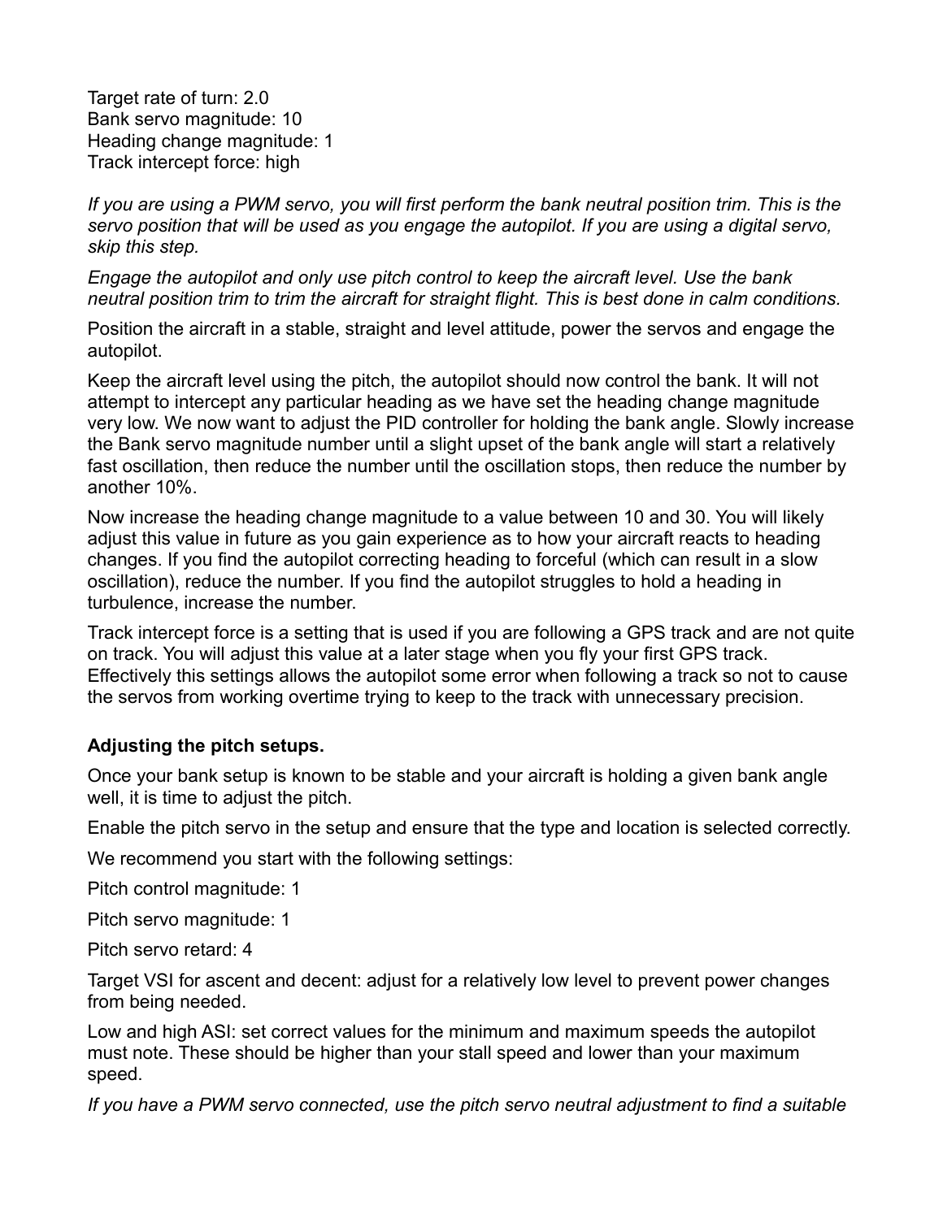Target rate of turn: 2.0
Bank servo magnitude: 10
Heading change magnitude: 1
Track intercept force: high

*If you are using a PWM servo, you will first perform the bank neutral position trim. This is the servo position that will be used as you engage the autopilot. If you are using a digital servo, skip this step.*

*Engage the autopilot and only use pitch control to keep the aircraft level. Use the bank neutral position trim to trim the aircraft for straight flight. This is best done in calm conditions.*

Position the aircraft in a stable, straight and level attitude, power the servos and engage the autopilot.

Keep the aircraft level using the pitch, the autopilot should now control the bank. It will not attempt to intercept any particular heading as we have set the heading change magnitude very low. We now want to adjust the PID controller for holding the bank angle. Slowly increase the Bank servo magnitude number until a slight upset of the bank angle will start a relatively fast oscillation, then reduce the number until the oscillation stops, then reduce the number by another 10%.

Now increase the heading change magnitude to a value between 10 and 30. You will likely adjust this value in future as you gain experience as to how your aircraft reacts to heading changes. If you find the autopilot correcting heading to forceful (which can result in a slow oscillation), reduce the number. If you find the autopilot struggles to hold a heading in turbulence, increase the number.

Track intercept force is a setting that is used if you are following a GPS track and are not quite on track. You will adjust this value at a later stage when you fly your first GPS track. Effectively this settings allows the autopilot some error when following a track so not to cause the servos from working overtime trying to keep to the track with unnecessary precision.

**Adjusting the pitch setups.**

Once your bank setup is known to be stable and your aircraft is holding a given bank angle well, it is time to adjust the pitch.

Enable the pitch servo in the setup and ensure that the type and location is selected correctly.

We recommend you start with the following settings:

Pitch control magnitude: 1

Pitch servo magnitude: 1

Pitch servo retard: 4

Target VSI for ascent and decent: adjust for a relatively low level to prevent power changes from being needed.

Low and high ASI: set correct values for the minimum and maximum speeds the autopilot must note. These should be higher than your stall speed and lower than your maximum speed.

*If you have a PWM servo connected, use the pitch servo neutral adjustment to find a suitable*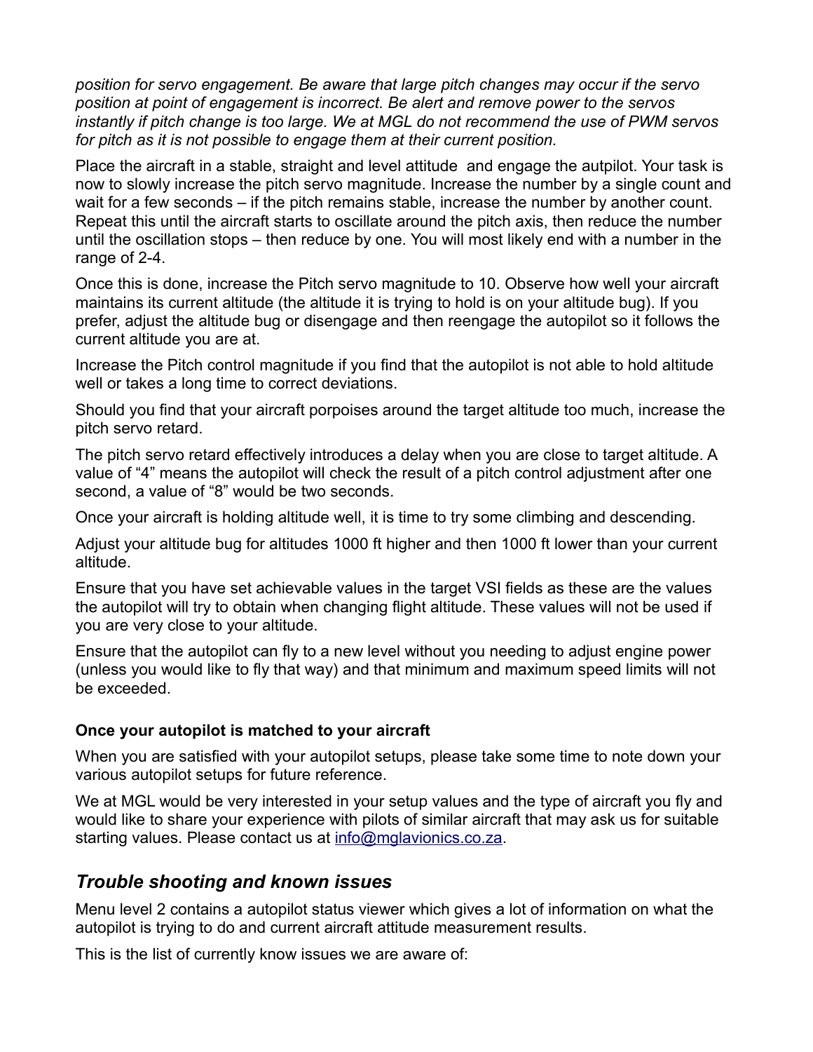*position for servo engagement. Be aware that large pitch changes may occur if the servo position at point of engagement is incorrect. Be alert and remove power to the servos instantly if pitch change is too large. We at MGL do not recommend the use of PWM servos for pitch as it is not possible to engage them at their current position.*

Place the aircraft in a stable, straight and level attitude  and engage the autpilot. Your task is now to slowly increase the pitch servo magnitude. Increase the number by a single count and wait for a few seconds – if the pitch remains stable, increase the number by another count. Repeat this until the aircraft starts to oscillate around the pitch axis, then reduce the number until the oscillation stops – then reduce by one. You will most likely end with a number in the range of 2-4.

Once this is done, increase the Pitch servo magnitude to 10. Observe how well your aircraft maintains its current altitude (the altitude it is trying to hold is on your altitude bug). If you prefer, adjust the altitude bug or disengage and then reengage the autopilot so it follows the current altitude you are at.

Increase the Pitch control magnitude if you find that the autopilot is not able to hold altitude well or takes a long time to correct deviations.

Should you find that your aircraft porpoises around the target altitude too much, increase the pitch servo retard.

The pitch servo retard effectively introduces a delay when you are close to target altitude. A value of “4” means the autopilot will check the result of a pitch control adjustment after one second, a value of “8” would be two seconds.

Once your aircraft is holding altitude well, it is time to try some climbing and descending.

Adjust your altitude bug for altitudes 1000 ft higher and then 1000 ft lower than your current altitude.

Ensure that you have set achievable values in the target VSI fields as these are the values the autopilot will try to obtain when changing flight altitude. These values will not be used if you are very close to your altitude.

Ensure that the autopilot can fly to a new level without you needing to adjust engine power (unless you would like to fly that way) and that minimum and maximum speed limits will not be exceeded.

**Once your autopilot is matched to your aircraft**

When you are satisfied with your autopilot setups, please take some time to note down your various autopilot setups for future reference.

We at MGL would be very interested in your setup values and the type of aircraft you fly and would like to share your experience with pilots of similar aircraft that may ask us for suitable starting values. Please contact us at info@mglavionics.co.za.

## *Trouble shooting and known issues*

Menu level 2 contains a autopilot status viewer which gives a lot of information on what the autopilot is trying to do and current aircraft attitude measurement results.

This is the list of currently know issues we are aware of: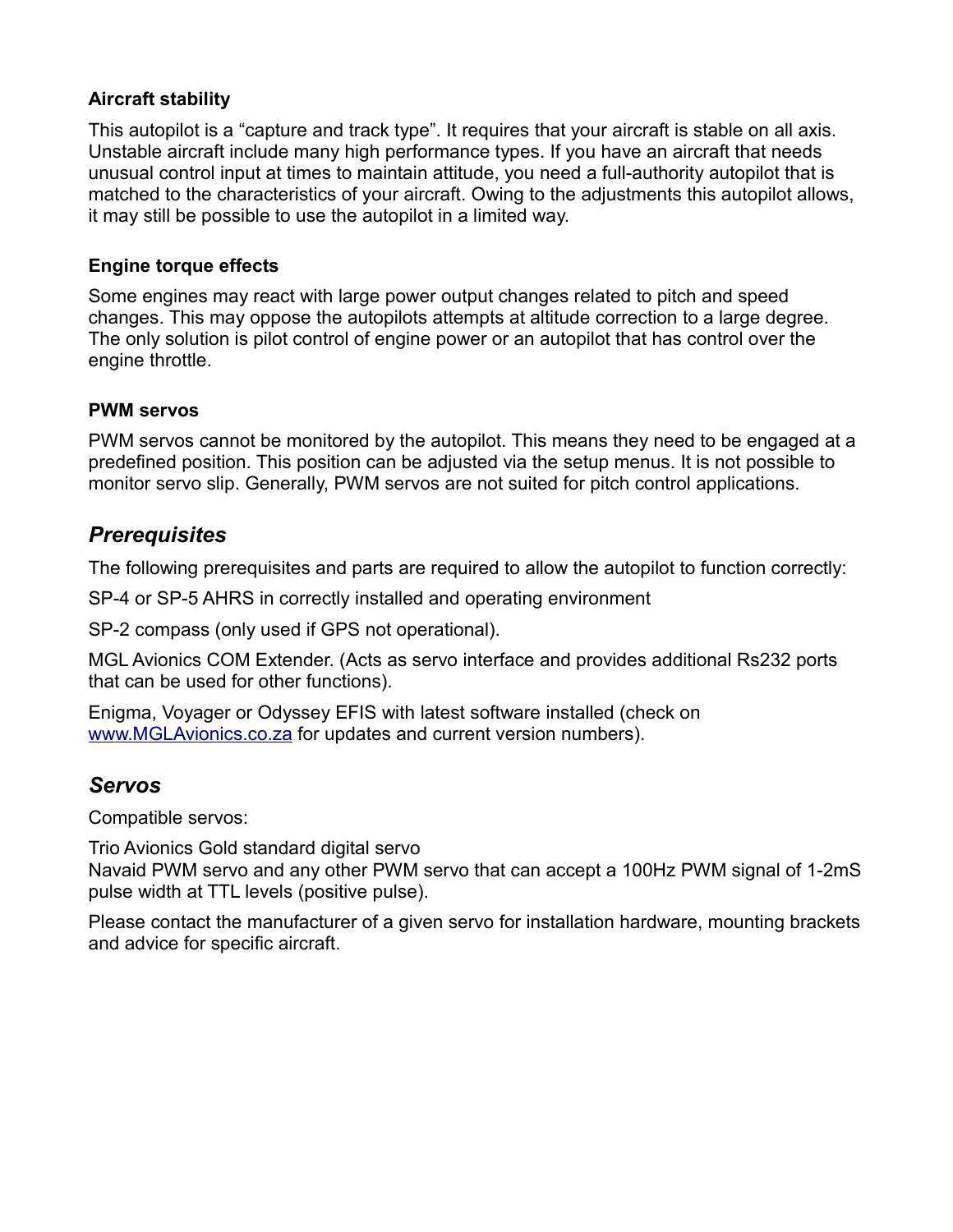### Aircraft stability

This autopilot is a “capture and track type”. It requires that your aircraft is stable on all axis. Unstable aircraft include many high performance types. If you have an aircraft that needs unusual control input at times to maintain attitude, you need a full-authority autopilot that is matched to the characteristics of your aircraft. Owing to the adjustments this autopilot allows, it may still be possible to use the autopilot in a limited way.

### Engine torque effects

Some engines may react with large power output changes related to pitch and speed changes. This may oppose the autopilots attempts at altitude correction to a large degree. The only solution is pilot control of engine power or an autopilot that has control over the engine throttle.

### PWM servos

PWM servos cannot be monitored by the autopilot. This means they need to be engaged at a predefined position. This position can be adjusted via the setup menus. It is not possible to monitor servo slip. Generally, PWM servos are not suited for pitch control applications.

## *Prerequisites*

The following prerequisites and parts are required to allow the autopilot to function correctly:

SP-4 or SP-5 AHRS in correctly installed and operating environment

SP-2 compass (only used if GPS not operational).

MGL Avionics COM Extender. (Acts as servo interface and provides additional Rs232 ports that can be used for other functions).

Enigma, Voyager or Odyssey EFIS with latest software installed (check on [www.MGLAvionics.co.za](www.MGLAvionics.co.za) for updates and current version numbers).

## *Servos*

Compatible servos:

Trio Avionics Gold standard digital servo
Navaid PWM servo and any other PWM servo that can accept a 100Hz PWM signal of 1-2mS pulse width at TTL levels (positive pulse).

Please contact the manufacturer of a given servo for installation hardware, mounting brackets and advice for specific aircraft.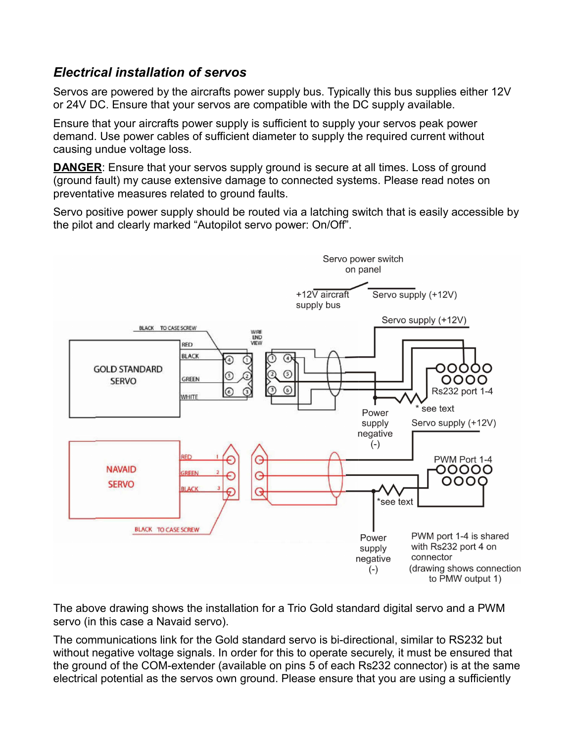### *Electrical installation of servos*

Servos are powered by the aircrafts power supply bus. Typically this bus supplies either 12V or 24V DC. Ensure that your servos are compatible with the DC supply available.

Ensure that your aircrafts power supply is sufficient to supply your servos peak power demand. Use power cables of sufficient diameter to supply the required current without causing undue voltage loss.

**DANGER**: Ensure that your servos supply ground is secure at all times. Loss of ground (ground fault) my cause extensive damage to connected systems. Please read notes on preventative measures related to ground faults.

Servo positive power supply should be routed via a latching switch that is easily accessible by the pilot and clearly marked “Autopilot servo power: On/Off”.

Servo power switch on panel

+12V aircraft supply bus — Servo supply (+12V)

Servo supply (+12V)

GOLD STANDARD SERVO — BLACK TO CASE SCREW; RED; BLACK; GREEN; WHITE — WIRE END VIEW

Rs232 port 1-4

Power supply negative (-)

* see text

Servo supply (+12V)

NAVAID SERVO — RED 1; GREEN 2; BLACK 3 — BLACK TO CASE SCREW

PWM Port 1-4

*see text

Power supply negative (-)

PWM port 1-4 is shared with Rs232 port 4 on connector (drawing shows connection to PMW output 1)

The above drawing shows the installation for a Trio Gold standard digital servo and a PWM servo (in this case a Navaid servo).

The communications link for the Gold standard servo is bi-directional, similar to RS232 but without negative voltage signals. In order for this to operate securely, it must be ensured that the ground of the COM-extender (available on pins 5 of each Rs232 connector) is at the same electrical potential as the servos own ground. Please ensure that you are using a sufficiently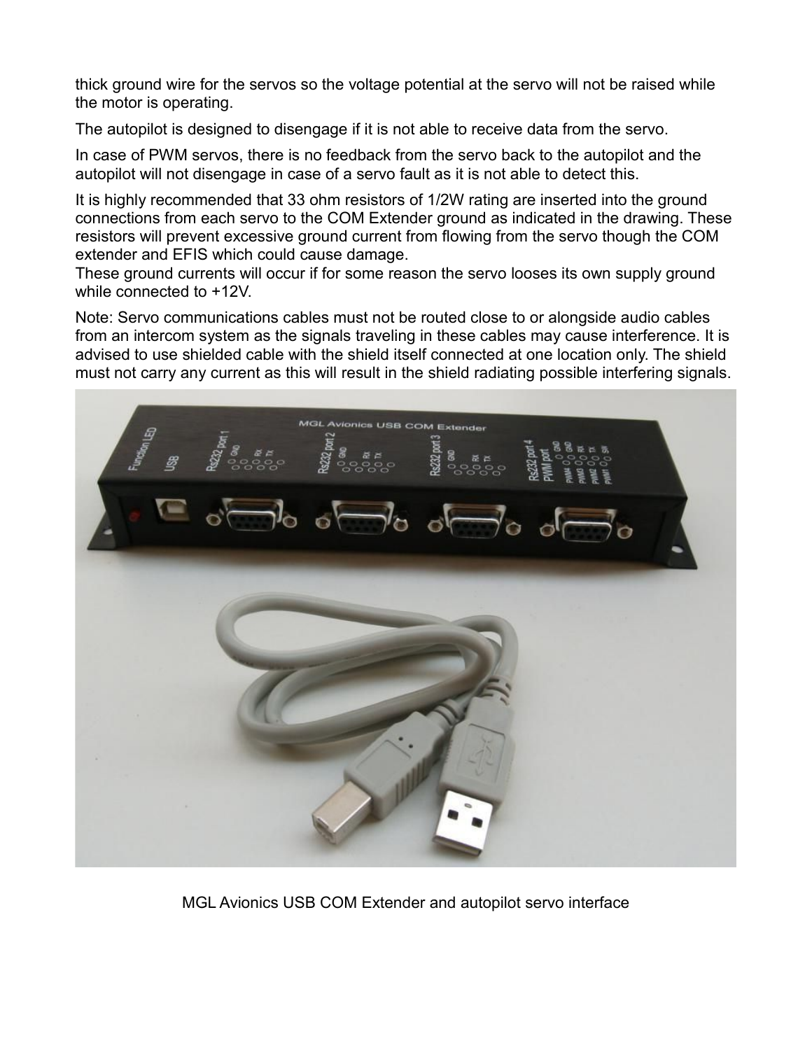thick ground wire for the servos so the voltage potential at the servo will not be raised while the motor is operating.

The autopilot is designed to disengage if it is not able to receive data from the servo.

In case of PWM servos, there is no feedback from the servo back to the autopilot and the autopilot will not disengage in case of a servo fault as it is not able to detect this.

It is highly recommended that 33 ohm resistors of 1/2W rating are inserted into the ground connections from each servo to the COM Extender ground as indicated in the drawing. These resistors will prevent excessive ground current from flowing from the servo though the COM extender and EFIS which could cause damage.
These ground currents will occur if for some reason the servo looses its own supply ground while connected to +12V.

Note: Servo communications cables must not be routed close to or alongside audio cables from an intercom system as the signals traveling in these cables may cause interference. It is advised to use shielded cable with the shield itself connected at one location only. The shield must not carry any current as this will result in the shield radiating possible interfering signals.

MGL Avionics USB COM Extender and autopilot servo interface